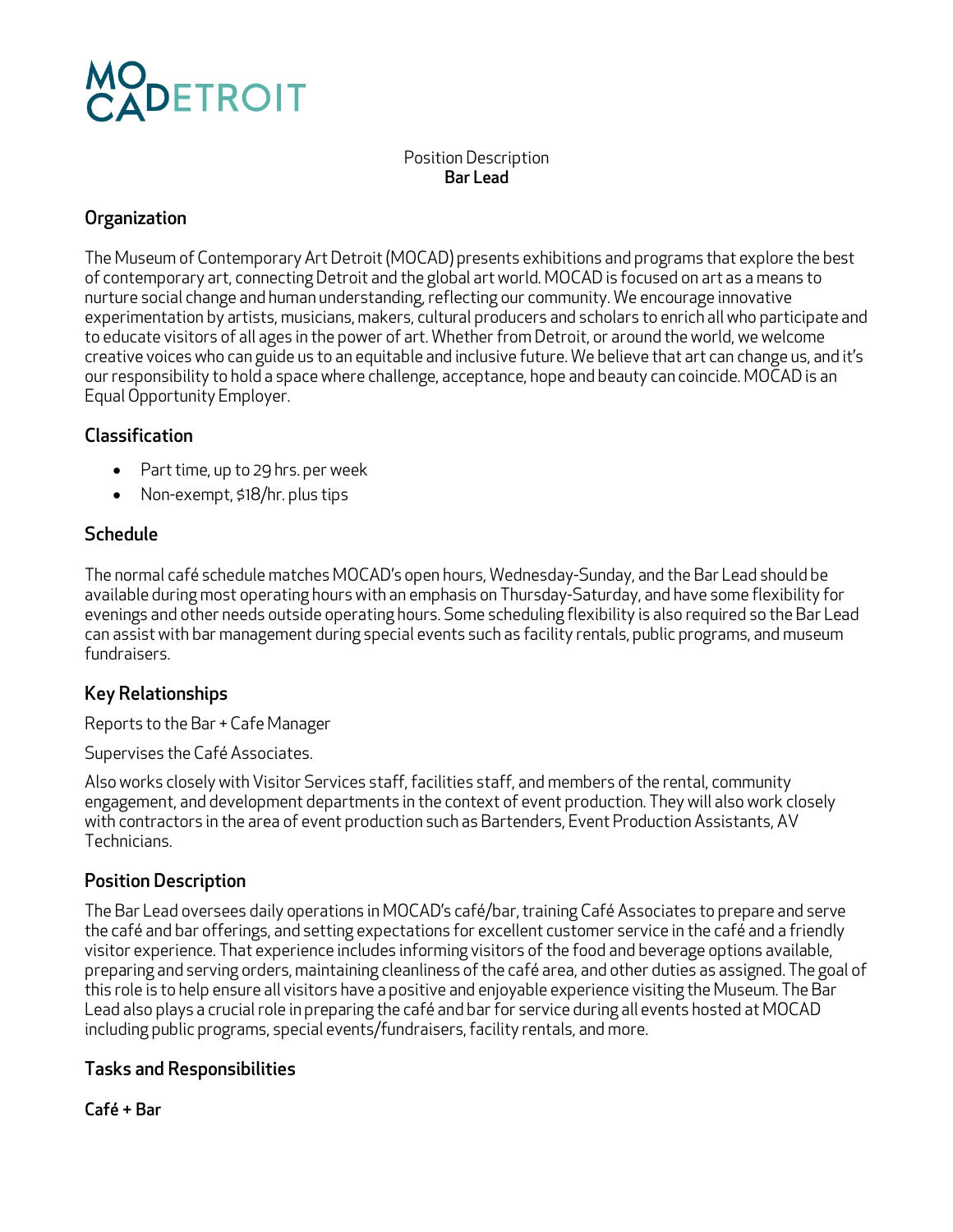MOCA DETROIT

Position Description
**Bar Lead**

## Organization

The Museum of Contemporary Art Detroit (MOCAD) presents exhibitions and programs that explore the best of contemporary art, connecting Detroit and the global art world. MOCAD is focused on art as a means to nurture social change and human understanding, reflecting our community. We encourage innovative experimentation by artists, musicians, makers, cultural producers and scholars to enrich all who participate and to educate visitors of all ages in the power of art. Whether from Detroit, or around the world, we welcome creative voices who can guide us to an equitable and inclusive future. We believe that art can change us, and it's our responsibility to hold a space where challenge, acceptance, hope and beauty can coincide. MOCAD is an Equal Opportunity Employer.

## Classification

- Part time, up to 29 hrs. per week
- Non-exempt, $18/hr. plus tips

## Schedule

The normal café schedule matches MOCAD's open hours, Wednesday-Sunday, and the Bar Lead should be available during most operating hours with an emphasis on Thursday-Saturday, and have some flexibility for evenings and other needs outside operating hours. Some scheduling flexibility is also required so the Bar Lead can assist with bar management during special events such as facility rentals, public programs, and museum fundraisers.

## Key Relationships

Reports to the Bar + Cafe Manager

Supervises the Café Associates.

Also works closely with Visitor Services staff, facilities staff, and members of the rental, community engagement, and development departments in the context of event production. They will also work closely with contractors in the area of event production such as Bartenders, Event Production Assistants, AV Technicians.

## Position Description

The Bar Lead oversees daily operations in MOCAD's café/bar, training Café Associates to prepare and serve the café and bar offerings, and setting expectations for excellent customer service in the café and a friendly visitor experience. That experience includes informing visitors of the food and beverage options available, preparing and serving orders, maintaining cleanliness of the café area, and other duties as assigned. The goal of this role is to help ensure all visitors have a positive and enjoyable experience visiting the Museum. The Bar Lead also plays a crucial role in preparing the café and bar for service during all events hosted at MOCAD including public programs, special events/fundraisers, facility rentals, and more.

## Tasks and Responsibilities

### Café + Bar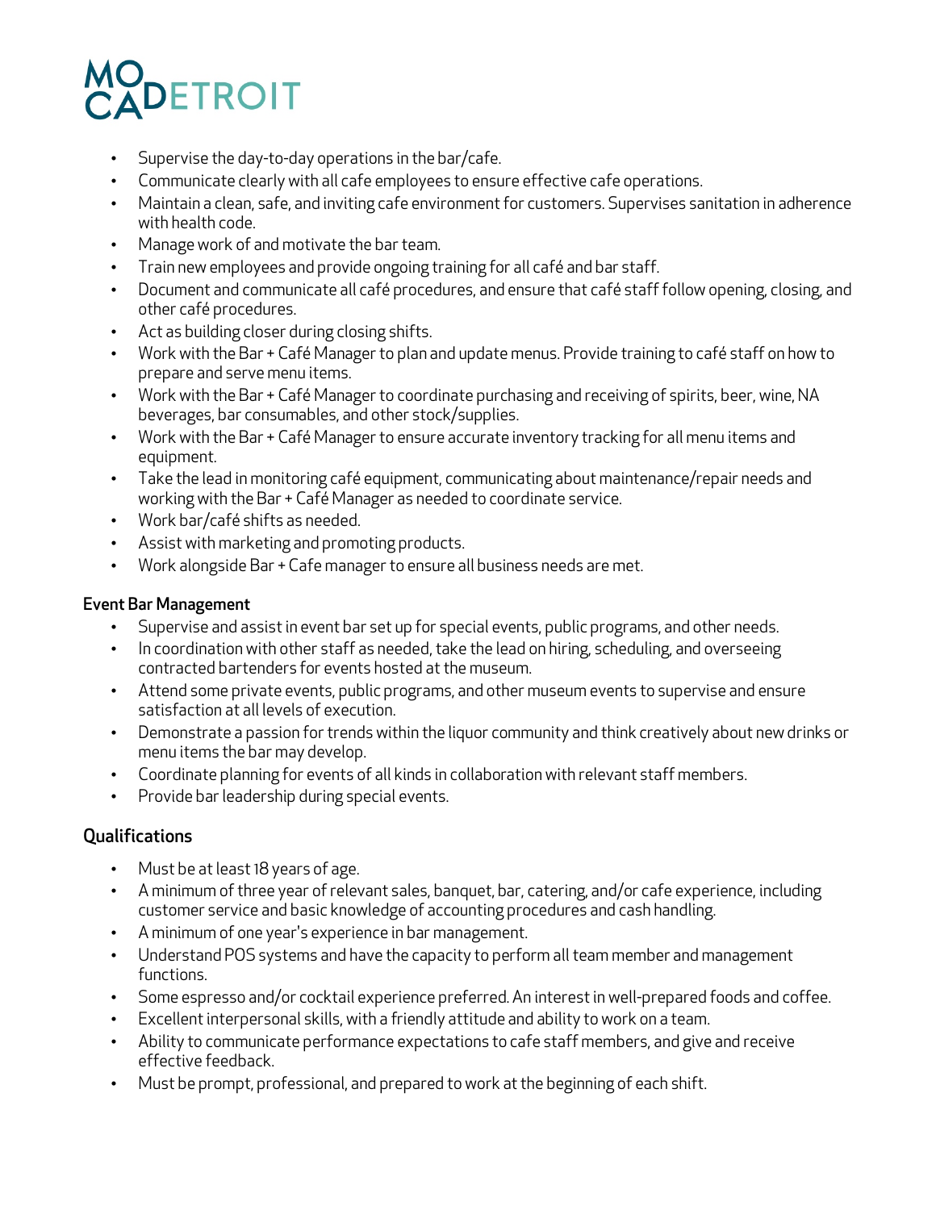- Supervise the day-to-day operations in the bar/cafe.
- Communicate clearly with all cafe employees to ensure effective cafe operations.
- Maintain a clean, safe, and inviting cafe environment for customers. Supervises sanitation in adherence with health code.
- Manage work of and motivate the bar team.
- Train new employees and provide ongoing training for all café and bar staff.
- Document and communicate all café procedures, and ensure that café staff follow opening, closing, and other café procedures.
- Act as building closer during closing shifts.
- Work with the Bar + Café Manager to plan and update menus. Provide training to café staff on how to prepare and serve menu items.
- Work with the Bar + Café Manager to coordinate purchasing and receiving of spirits, beer, wine, NA beverages, bar consumables, and other stock/supplies.
- Work with the Bar + Café Manager to ensure accurate inventory tracking for all menu items and equipment.
- Take the lead in monitoring café equipment, communicating about maintenance/repair needs and working with the Bar + Café Manager as needed to coordinate service.
- Work bar/café shifts as needed.
- Assist with marketing and promoting products.
- Work alongside Bar + Cafe manager to ensure all business needs are met.

**Event Bar Management**

- Supervise and assist in event bar set up for special events, public programs, and other needs.
- In coordination with other staff as needed, take the lead on hiring, scheduling, and overseeing contracted bartenders for events hosted at the museum.
- Attend some private events, public programs, and other museum events to supervise and ensure satisfaction at all levels of execution.
- Demonstrate a passion for trends within the liquor community and think creatively about new drinks or menu items the bar may develop.
- Coordinate planning for events of all kinds in collaboration with relevant staff members.
- Provide bar leadership during special events.

## Qualifications

- Must be at least 18 years of age.
- A minimum of three year of relevant sales, banquet, bar, catering, and/or cafe experience, including customer service and basic knowledge of accounting procedures and cash handling.
- A minimum of one year's experience in bar management.
- Understand POS systems and have the capacity to perform all team member and management functions.
- Some espresso and/or cocktail experience preferred. An interest in well-prepared foods and coffee.
- Excellent interpersonal skills, with a friendly attitude and ability to work on a team.
- Ability to communicate performance expectations to cafe staff members, and give and receive effective feedback.
- Must be prompt, professional, and prepared to work at the beginning of each shift.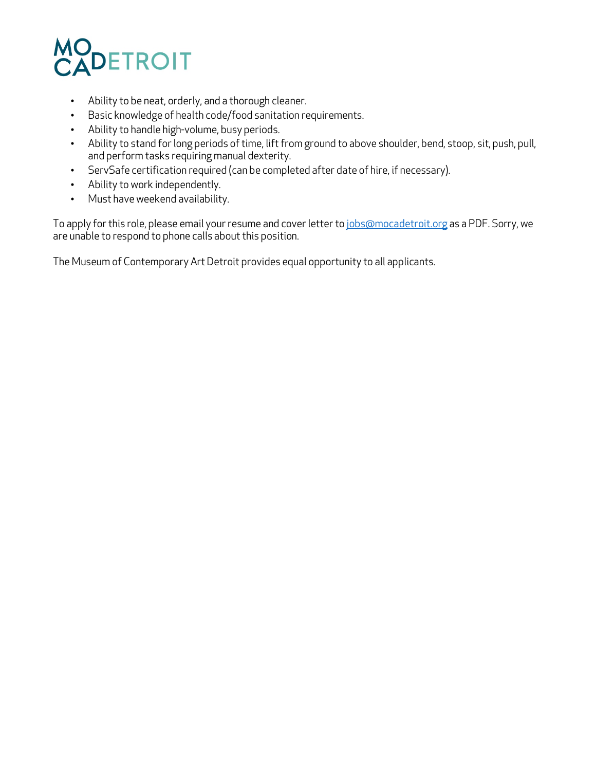- Ability to be neat, orderly, and a thorough cleaner.
- Basic knowledge of health code/food sanitation requirements.
- Ability to handle high-volume, busy periods.
- Ability to stand for long periods of time, lift from ground to above shoulder, bend, stoop, sit, push, pull, and perform tasks requiring manual dexterity.
- ServSafe certification required (can be completed after date of hire, if necessary).
- Ability to work independently.
- Must have weekend availability.

To apply for this role, please email your resume and cover letter to jobs@mocadetroit.org as a PDF. Sorry, we are unable to respond to phone calls about this position.

The Museum of Contemporary Art Detroit provides equal opportunity to all applicants.